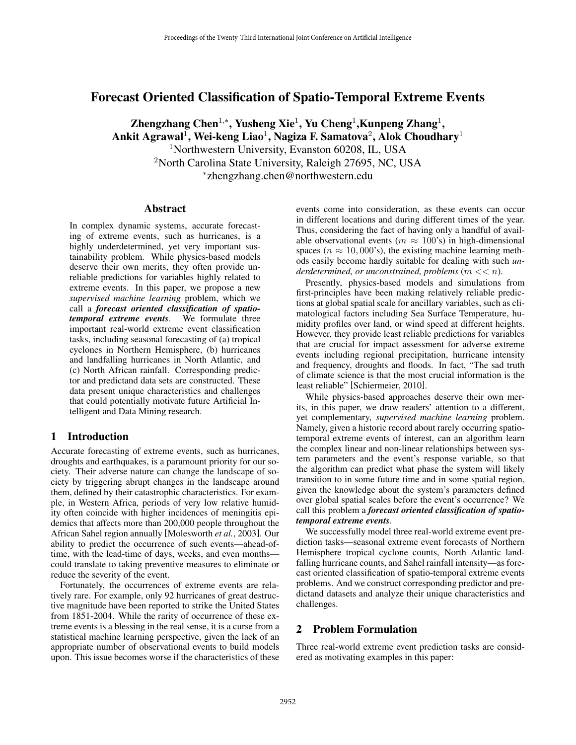# Forecast Oriented Classification of Spatio-Temporal Extreme Events

**Zhengzhang Chen**[1,*], **Yusheng Xie**[1], **Yu Cheng**[1],**Kunpeng Zhang**[1], **Ankit Agrawal**[1], **Wei-keng Liao**[1], **Nagiza F. Samatova**[2], **Alok Choudhary**[1]

[1]Northwestern University, Evanston 60208, IL, USA

[2]North Carolina State University, Raleigh 27695, NC, USA

[*]zhengzhang.chen@northwestern.edu

## Abstract

In complex dynamic systems, accurate forecasting of extreme events, such as hurricanes, is a highly underdetermined, yet very important sustainability problem. While physics-based models deserve their own merits, they often provide unreliable predictions for variables highly related to extreme events. In this paper, we propose a new *supervised machine learning* problem, which we call a ***forecast oriented classification of spatio-temporal extreme events***. We formulate three important real-world extreme event classification tasks, including seasonal forecasting of (a) tropical cyclones in Northern Hemisphere, (b) hurricanes and landfalling hurricanes in North Atlantic, and (c) North African rainfall. Corresponding predictor and predictand data sets are constructed. These data present unique characteristics and challenges that could potentially motivate future Artificial Intelligent and Data Mining research.

## 1 Introduction

Accurate forecasting of extreme events, such as hurricanes, droughts and earthquakes, is a paramount priority for our society. Their adverse nature can change the landscape of society by triggering abrupt changes in the landscape around them, defined by their catastrophic characteristics. For example, in Western Africa, periods of very low relative humidity often coincide with higher incidences of meningitis epidemics that affects more than 200,000 people throughout the African Sahel region annually [Molesworth *et al.*, 2003]. Our ability to predict the occurrence of such events—ahead-of-time, with the lead-time of days, weeks, and even months—could translate to taking preventive measures to eliminate or reduce the severity of the event.

Fortunately, the occurrences of extreme events are relatively rare. For example, only 92 hurricanes of great destructive magnitude have been reported to strike the United States from 1851-2004. While the rarity of occurrence of these extreme events is a blessing in the real sense, it is a curse from a statistical machine learning perspective, given the lack of an appropriate number of observational events to build models upon. This issue becomes worse if the characteristics of these events come into consideration, as these events can occur in different locations and during different times of the year. Thus, considering the fact of having only a handful of available observational events ($m \approx 100$'s) in high-dimensional spaces ($n \approx 10,000$'s), the existing machine learning methods easily become hardly suitable for dealing with such *underdetermined, or unconstrained, problems* ($m << n$).

Presently, physics-based models and simulations from first-principles have been making relatively reliable predictions at global spatial scale for ancillary variables, such as climatological factors including Sea Surface Temperature, humidity profiles over land, or wind speed at different heights. However, they provide least reliable predictions for variables that are crucial for impact assessment for adverse extreme events including regional precipitation, hurricane intensity and frequency, droughts and floods. In fact, "The sad truth of climate science is that the most crucial information is the least reliable" [Schiermeier, 2010].

While physics-based approaches deserve their own merits, in this paper, we draw readers' attention to a different, yet complementary, *supervised machine learning* problem. Namely, given a historic record about rarely occurring spatio-temporal extreme events of interest, can an algorithm learn the complex linear and non-linear relationships between system parameters and the event's response variable, so that the algorithm can predict what phase the system will likely transition to in some future time and in some spatial region, given the knowledge about the system's parameters defined over global spatial scales before the event's occurrence? We call this problem a ***forecast oriented classification of spatio-temporal extreme events***.

We successfully model three real-world extreme event prediction tasks—seasonal extreme event forecasts of Northern Hemisphere tropical cyclone counts, North Atlantic landfalling hurricane counts, and Sahel rainfall intensity—as forecast oriented classification of spatio-temporal extreme events problems. And we construct corresponding predictor and predictand datasets and analyze their unique characteristics and challenges.

## 2 Problem Formulation

Three real-world extreme event prediction tasks are considered as motivating examples in this paper: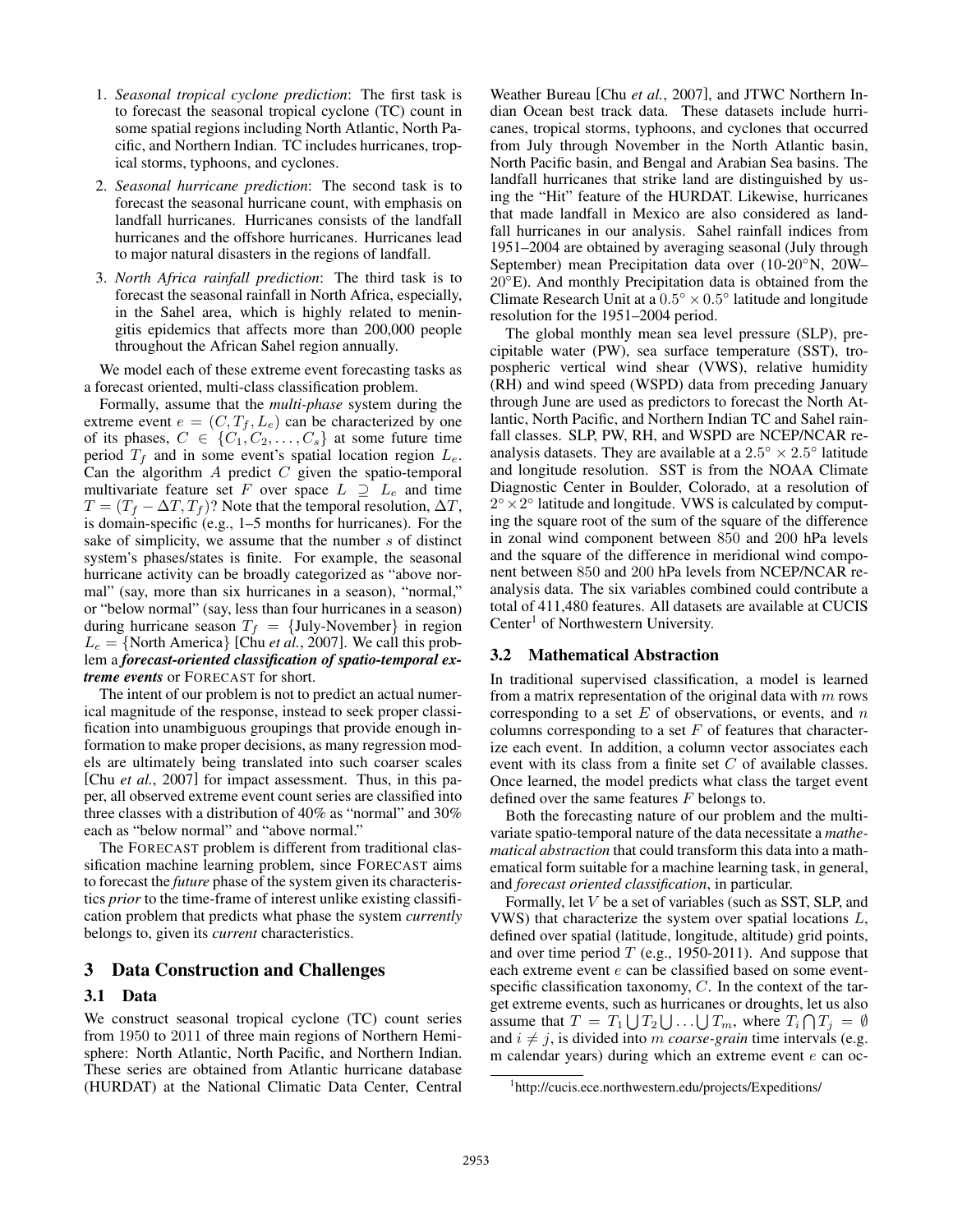1. *Seasonal tropical cyclone prediction*: The first task is to forecast the seasonal tropical cyclone (TC) count in some spatial regions including North Atlantic, North Pacific, and Northern Indian. TC includes hurricanes, tropical storms, typhoons, and cyclones.

2. *Seasonal hurricane prediction*: The second task is to forecast the seasonal hurricane count, with emphasis on landfall hurricanes. Hurricanes consists of the landfall hurricanes and the offshore hurricanes. Hurricanes lead to major natural disasters in the regions of landfall.

3. *North Africa rainfall prediction*: The third task is to forecast the seasonal rainfall in North Africa, especially, in the Sahel area, which is highly related to meningitis epidemics that affects more than 200,000 people throughout the African Sahel region annually.

We model each of these extreme event forecasting tasks as a forecast oriented, multi-class classification problem.

Formally, assume that the *multi-phase* system during the extreme event $e = (C, T_f, L_e)$ can be characterized by one of its phases, $C \in \{C_1, C_2, \ldots, C_s\}$ at some future time period $T_f$ and in some event's spatial location region $L_e$. Can the algorithm $A$ predict $C$ given the spatio-temporal multivariate feature set $F$ over space $L \supseteq L_e$ and time $T = (T_f - \Delta T, T_f)$? Note that the temporal resolution, $\Delta T$, is domain-specific (e.g., 1–5 months for hurricanes). For the sake of simplicity, we assume that the number $s$ of distinct system's phases/states is finite. For example, the seasonal hurricane activity can be broadly categorized as "above normal" (say, more than six hurricanes in a season), "normal," or "below normal" (say, less than four hurricanes in a season) during hurricane season $T_f$ = {July-November} in region $L_e$ = {North America} [Chu *et al.*, 2007]. We call this problem a ***forecast-oriented classification of spatio-temporal extreme events*** or FORECAST for short.

The intent of our problem is not to predict an actual numerical magnitude of the response, instead to seek proper classification into unambiguous groupings that provide enough information to make proper decisions, as many regression models are ultimately being translated into such coarser scales [Chu *et al.*, 2007] for impact assessment. Thus, in this paper, all observed extreme event count series are classified into three classes with a distribution of 40% as "normal" and 30% each as "below normal" and "above normal."

The FORECAST problem is different from traditional classification machine learning problem, since FORECAST aims to forecast the *future* phase of the system given its characteristics *prior* to the time-frame of interest unlike existing classification problem that predicts what phase the system *currently* belongs to, given its *current* characteristics.

## 3 Data Construction and Challenges

### 3.1 Data

We construct seasonal tropical cyclone (TC) count series from 1950 to 2011 of three main regions of Northern Hemisphere: North Atlantic, North Pacific, and Northern Indian. These series are obtained from Atlantic hurricane database (HURDAT) at the National Climatic Data Center, Central Weather Bureau [Chu *et al.*, 2007], and JTWC Northern Indian Ocean best track data. These datasets include hurricanes, tropical storms, typhoons, and cyclones that occurred from July through November in the North Atlantic basin, North Pacific basin, and Bengal and Arabian Sea basins. The landfall hurricanes that strike land are distinguished by using the "Hit" feature of the HURDAT. Likewise, hurricanes that made landfall in Mexico are also considered as landfall hurricanes in our analysis. Sahel rainfall indices from 1951–2004 are obtained by averaging seasonal (July through September) mean Precipitation data over (10-20°N, 20W–20°E). And monthly Precipitation data is obtained from the Climate Research Unit at a $0.5° \times 0.5°$ latitude and longitude resolution for the 1951–2004 period.

The global monthly mean sea level pressure (SLP), precipitable water (PW), sea surface temperature (SST), tropospheric vertical wind shear (VWS), relative humidity (RH) and wind speed (WSPD) data from preceding January through June are used as predictors to forecast the North Atlantic, North Pacific, and Northern Indian TC and Sahel rainfall classes. SLP, PW, RH, and WSPD are NCEP/NCAR reanalysis datasets. They are available at a $2.5° \times 2.5°$ latitude and longitude resolution. SST is from the NOAA Climate Diagnostic Center in Boulder, Colorado, at a resolution of $2° \times 2°$ latitude and longitude. VWS is calculated by computing the square root of the sum of the square of the difference in zonal wind component between 850 and 200 hPa levels and the square of the difference in meridional wind component between 850 and 200 hPa levels from NCEP/NCAR reanalysis data. The six variables combined could contribute a total of 411,480 features. All datasets are available at CUCIS Center[1] of Northwestern University.

### 3.2 Mathematical Abstraction

In traditional supervised classification, a model is learned from a matrix representation of the original data with $m$ rows corresponding to a set $E$ of observations, or events, and $n$ columns corresponding to a set $F$ of features that characterize each event. In addition, a column vector associates each event with its class from a finite set $C$ of available classes. Once learned, the model predicts what class the target event defined over the same features $F$ belongs to.

Both the forecasting nature of our problem and the multivariate spatio-temporal nature of the data necessitate a *mathematical abstraction* that could transform this data into a mathematical form suitable for a machine learning task, in general, and *forecast oriented classification*, in particular.

Formally, let $V$ be a set of variables (such as SST, SLP, and VWS) that characterize the system over spatial locations $L$, defined over spatial (latitude, longitude, altitude) grid points, and over time period $T$ (e.g., 1950-2011). And suppose that each extreme event $e$ can be classified based on some event-specific classification taxonomy, $C$. In the context of the target extreme events, such as hurricanes or droughts, let us also assume that $T = T_1 \bigcup T_2 \bigcup \ldots \bigcup T_m$, where $T_i \bigcap T_j = \emptyset$ and $i \neq j$, is divided into $m$ *coarse-grain* time intervals (e.g. m calendar years) during which an extreme event $e$ can oc-

[1] http://cucis.ece.northwestern.edu/projects/Expeditions/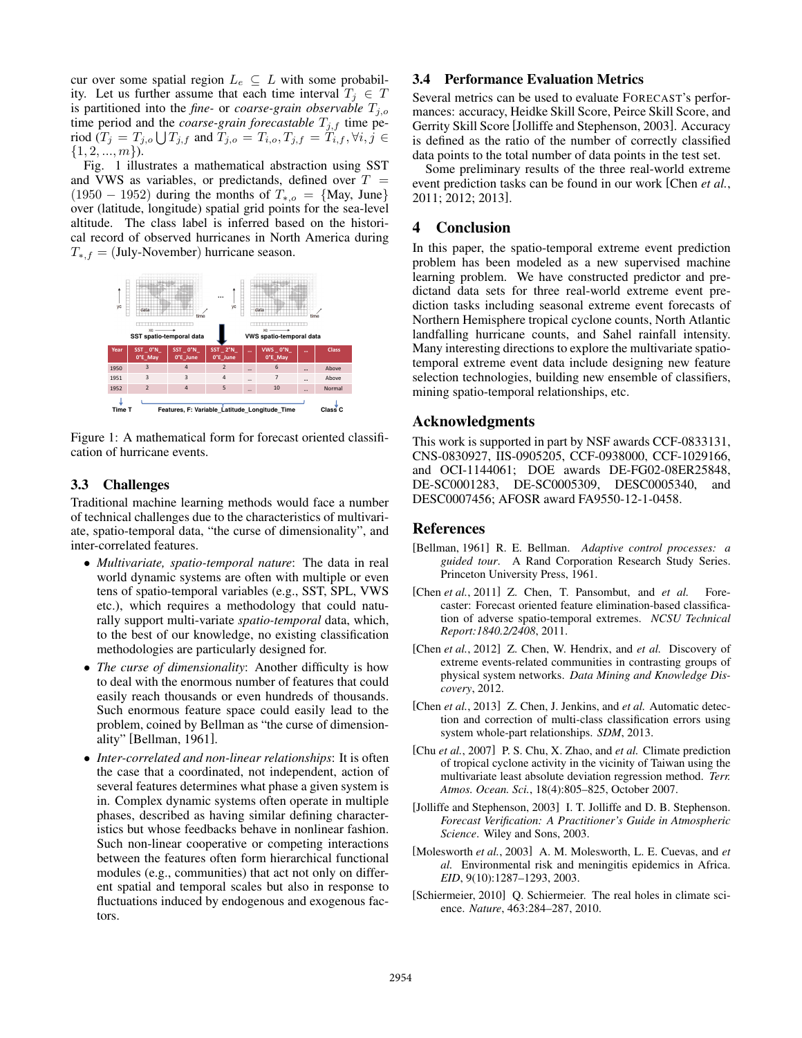cur over some spatial region $L_e \subseteq L$ with some probability. Let us further assume that each time interval $T_j \in T$ is partitioned into the *fine-* or *coarse-grain observable* $T_{j,o}$ time period and the *coarse-grain forecastable* $T_{j,f}$ time period ($T_j = T_{j,o} \bigcup T_{j,f}$ and $T_{j,o} = T_{i,o}, T_{j,f} = T_{i,f}, \forall i,j \in \{1,2,...,m\}$).

Fig. 1 illustrates a mathematical abstraction using SST and VWS as variables, or predictands, defined over $T = (1950 - 1952)$ during the months of $T_{*,o} = \{\text{May, June}\}$ over (latitude, longitude) spatial grid points for the sea-level altitude. The class label is inferred based on the historical record of observed hurricanes in North America during $T_{*,f} =$ (July-November) hurricane season.

SST spatio-temporal data ... VWS spatio-temporal data

| Year | SST _0°N_ 0°E_May | SST _0°N_ 0°E_June | SST _2°N_ 0°E_June | ... | VWS _0°N_ 0°E_May | ... | Class |
|---|---|---|---|---|---|---|---|
| 1950 | 3 | 4 | 2 | ... | 6 | ... | Above |
| 1951 | 3 | 3 | 4 | ... | 7 | ... | Above |
| 1952 | 2 | 4 | 5 | ... | 10 | ... | Normal |

Time T — Features, F: Variable_Latitude_Longitude_Time — Class C

Figure 1: A mathematical form for forecast oriented classification of hurricane events.

### 3.3 Challenges

Traditional machine learning methods would face a number of technical challenges due to the characteristics of multivariate, spatio-temporal data, "the curse of dimensionality", and inter-correlated features.

- *Multivariate, spatio-temporal nature*: The data in real world dynamic systems are often with multiple or even tens of spatio-temporal variables (e.g., SST, SPL, VWS etc.), which requires a methodology that could naturally support multi-variate *spatio-temporal* data, which, to the best of our knowledge, no existing classification methodologies are particularly designed for.
- *The curse of dimensionality*: Another difficulty is how to deal with the enormous number of features that could easily reach thousands or even hundreds of thousands. Such enormous feature space could easily lead to the problem, coined by Bellman as "the curse of dimensionality" [Bellman, 1961].
- *Inter-correlated and non-linear relationships*: It is often the case that a coordinated, not independent, action of several features determines what phase a given system is in. Complex dynamic systems often operate in multiple phases, described as having similar defining characteristics but whose feedbacks behave in nonlinear fashion. Such non-linear cooperative or competing interactions between the features often form hierarchical functional modules (e.g., communities) that act not only on different spatial and temporal scales but also in response to fluctuations induced by endogenous and exogenous factors.

### 3.4 Performance Evaluation Metrics

Several metrics can be used to evaluate FORECAST's performances: accuracy, Heidke Skill Score, Peirce Skill Score, and Gerrity Skill Score [Jolliffe and Stephenson, 2003]. Accuracy is defined as the ratio of the number of correctly classified data points to the total number of data points in the test set.

Some preliminary results of the three real-world extreme event prediction tasks can be found in our work [Chen *et al.*, 2011; 2012; 2013].

## 4 Conclusion

In this paper, the spatio-temporal extreme event prediction problem has been modeled as a new supervised machine learning problem. We have constructed predictor and predictand data sets for three real-world extreme event prediction tasks including seasonal extreme event forecasts of Northern Hemisphere tropical cyclone counts, North Atlantic landfalling hurricane counts, and Sahel rainfall intensity. Many interesting directions to explore the multivariate spatio-temporal extreme event data include designing new feature selection technologies, building new ensemble of classifiers, mining spatio-temporal relationships, etc.

## Acknowledgments

This work is supported in part by NSF awards CCF-0833131, CNS-0830927, IIS-0905205, CCF-0938000, CCF-1029166, and OCI-1144061; DOE awards DE-FG02-08ER25848, DE-SC0001283, DE-SC0005309, DESC0005340, and DESC0007456; AFOSR award FA9550-12-1-0458.

## References

[Bellman, 1961] R. E. Bellman. *Adaptive control processes: a guided tour*. A Rand Corporation Research Study Series. Princeton University Press, 1961.

[Chen *et al.*, 2011] Z. Chen, T. Pansombut, and *et al.* Forecaster: Forecast oriented feature elimination-based classification of adverse spatio-temporal extremes. *NCSU Technical Report:1840.2/2408*, 2011.

[Chen *et al.*, 2012] Z. Chen, W. Hendrix, and *et al.* Discovery of extreme events-related communities in contrasting groups of physical system networks. *Data Mining and Knowledge Discovery*, 2012.

[Chen *et al.*, 2013] Z. Chen, J. Jenkins, and *et al.* Automatic detection and correction of multi-class classification errors using system whole-part relationships. *SDM*, 2013.

[Chu *et al.*, 2007] P. S. Chu, X. Zhao, and *et al.* Climate prediction of tropical cyclone activity in the vicinity of Taiwan using the multivariate least absolute deviation regression method. *Terr. Atmos. Ocean. Sci.*, 18(4):805–825, October 2007.

[Jolliffe and Stephenson, 2003] I. T. Jolliffe and D. B. Stephenson. *Forecast Verification: A Practitioner's Guide in Atmospheric Science*. Wiley and Sons, 2003.

[Molesworth *et al.*, 2003] A. M. Molesworth, L. E. Cuevas, and *et al.* Environmental risk and meningitis epidemics in Africa. *EID*, 9(10):1287–1293, 2003.

[Schiermeier, 2010] Q. Schiermeier. The real holes in climate science. *Nature*, 463:284–287, 2010.